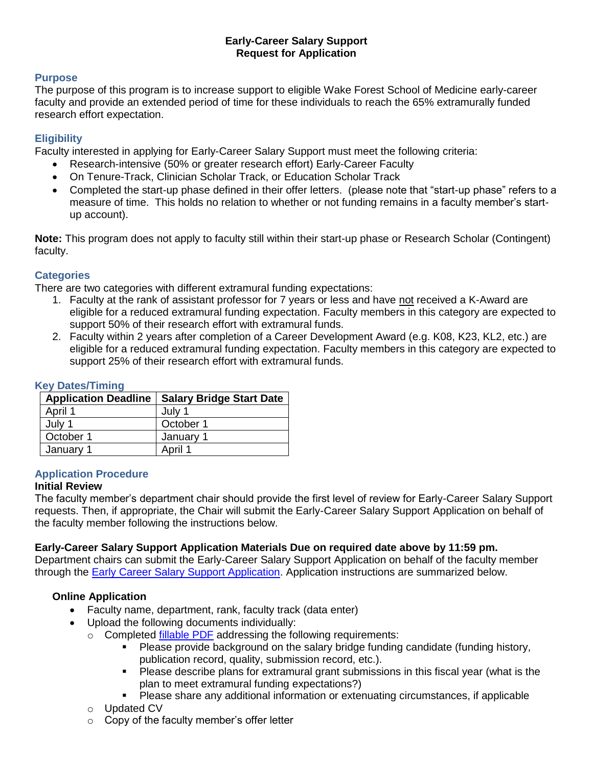# Early-Career Salary Support
# Request for Application

## Purpose

The purpose of this program is to increase support to eligible Wake Forest School of Medicine early-career faculty and provide an extended period of time for these individuals to reach the 65% extramurally funded research effort expectation.

## Eligibility

Faculty interested in applying for Early-Career Salary Support must meet the following criteria:

- Research-intensive (50% or greater research effort) Early-Career Faculty
- On Tenure-Track, Clinician Scholar Track, or Education Scholar Track
- Completed the start-up phase defined in their offer letters. (please note that "start-up phase" refers to a measure of time. This holds no relation to whether or not funding remains in a faculty member's start-up account).

**Note:** This program does not apply to faculty still within their start-up phase or Research Scholar (Contingent) faculty.

## Categories

There are two categories with different extramural funding expectations:

1. Faculty at the rank of assistant professor for 7 years or less and have not received a K-Award are eligible for a reduced extramural funding expectation. Faculty members in this category are expected to support 50% of their research effort with extramural funds.
2. Faculty within 2 years after completion of a Career Development Award (e.g. K08, K23, KL2, etc.) are eligible for a reduced extramural funding expectation. Faculty members in this category are expected to support 25% of their research effort with extramural funds.

## Key Dates/Timing

| Application Deadline | Salary Bridge Start Date |
|---|---|
| April 1 | July 1 |
| July 1 | October 1 |
| October 1 | January 1 |
| January 1 | April 1 |

## Application Procedure

### Initial Review

The faculty member's department chair should provide the first level of review for Early-Career Salary Support requests. Then, if appropriate, the Chair will submit the Early-Career Salary Support Application on behalf of the faculty member following the instructions below.

### Early-Career Salary Support Application Materials Due on required date above by 11:59 pm.

Department chairs can submit the Early-Career Salary Support Application on behalf of the faculty member through the Early Career Salary Support Application. Application instructions are summarized below.

**Online Application**

- Faculty name, department, rank, faculty track (data enter)
- Upload the following documents individually:
  - Completed fillable PDF addressing the following requirements:
    - Please provide background on the salary bridge funding candidate (funding history, publication record, quality, submission record, etc.).
    - Please describe plans for extramural grant submissions in this fiscal year (what is the plan to meet extramural funding expectations?)
    - Please share any additional information or extenuating circumstances, if applicable
  - Updated CV
  - Copy of the faculty member's offer letter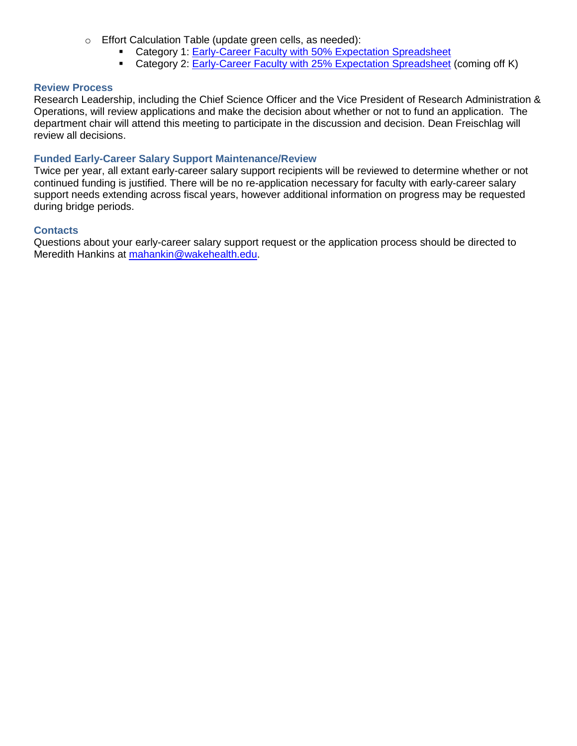- Effort Calculation Table (update green cells, as needed):
  - Category 1: Early-Career Faculty with 50% Expectation Spreadsheet
  - Category 2: Early-Career Faculty with 25% Expectation Spreadsheet (coming off K)

### Review Process

Research Leadership, including the Chief Science Officer and the Vice President of Research Administration & Operations, will review applications and make the decision about whether or not to fund an application. The department chair will attend this meeting to participate in the discussion and decision. Dean Freischlag will review all decisions.

### Funded Early-Career Salary Support Maintenance/Review

Twice per year, all extant early-career salary support recipients will be reviewed to determine whether or not continued funding is justified. There will be no re-application necessary for faculty with early-career salary support needs extending across fiscal years, however additional information on progress may be requested during bridge periods.

### Contacts

Questions about your early-career salary support request or the application process should be directed to Meredith Hankins at mahankin@wakehealth.edu.